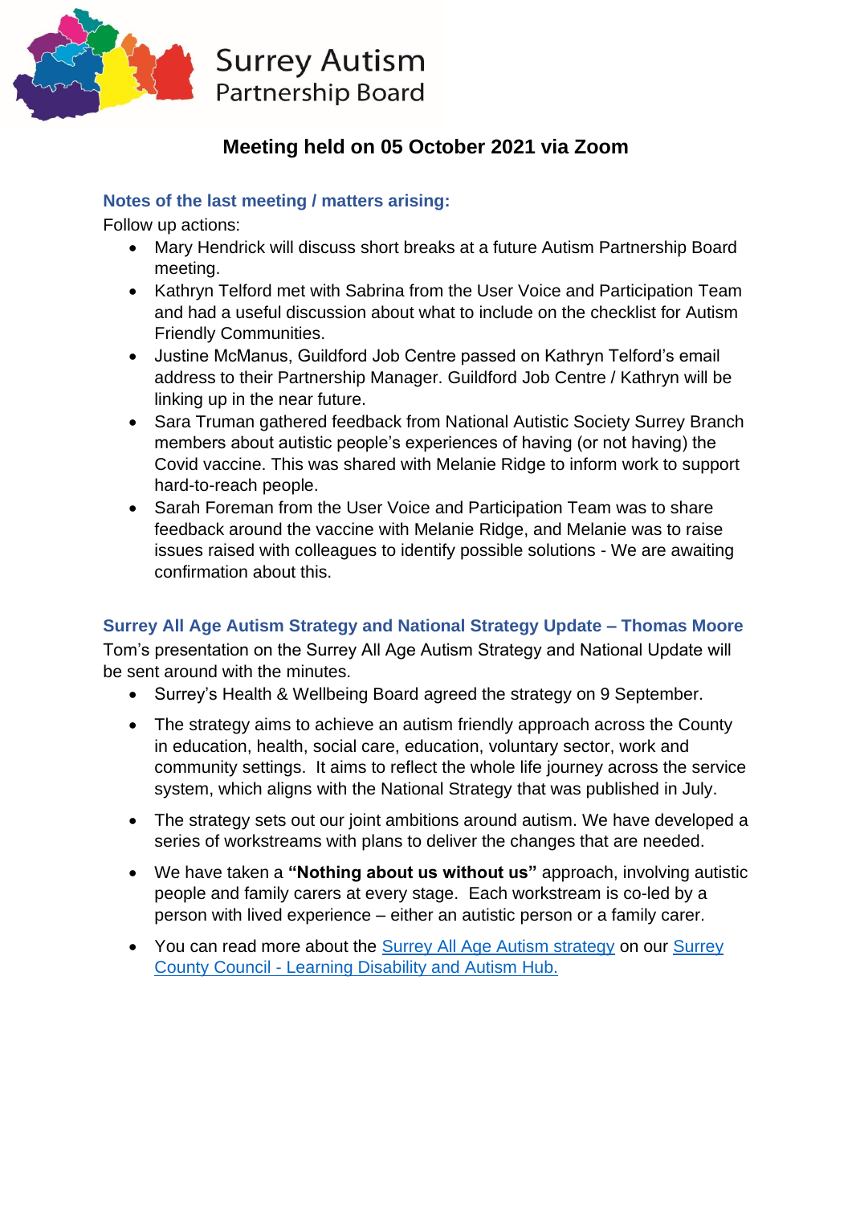Surrey Autism
Partnership Board

# Meeting held on 05 October 2021 via Zoom

## Notes of the last meeting / matters arising:

Follow up actions:

- Mary Hendrick will discuss short breaks at a future Autism Partnership Board meeting.
- Kathryn Telford met with Sabrina from the User Voice and Participation Team and had a useful discussion about what to include on the checklist for Autism Friendly Communities.
- Justine McManus, Guildford Job Centre passed on Kathryn Telford's email address to their Partnership Manager. Guildford Job Centre / Kathryn will be linking up in the near future.
- Sara Truman gathered feedback from National Autistic Society Surrey Branch members about autistic people's experiences of having (or not having) the Covid vaccine. This was shared with Melanie Ridge to inform work to support hard-to-reach people.
- Sarah Foreman from the User Voice and Participation Team was to share feedback around the vaccine with Melanie Ridge, and Melanie was to raise issues raised with colleagues to identify possible solutions - We are awaiting confirmation about this.

## Surrey All Age Autism Strategy and National Strategy Update – Thomas Moore

Tom's presentation on the Surrey All Age Autism Strategy and National Update will be sent around with the minutes.

- Surrey's Health & Wellbeing Board agreed the strategy on 9 September.
- The strategy aims to achieve an autism friendly approach across the County in education, health, social care, education, voluntary sector, work and community settings. It aims to reflect the whole life journey across the service system, which aligns with the National Strategy that was published in July.
- The strategy sets out our joint ambitions around autism. We have developed a series of workstreams with plans to deliver the changes that are needed.
- We have taken a **"Nothing about us without us"** approach, involving autistic people and family carers at every stage. Each workstream is co-led by a person with lived experience – either an autistic person or a family carer.
- You can read more about the Surrey All Age Autism strategy on our Surrey County Council - Learning Disability and Autism Hub.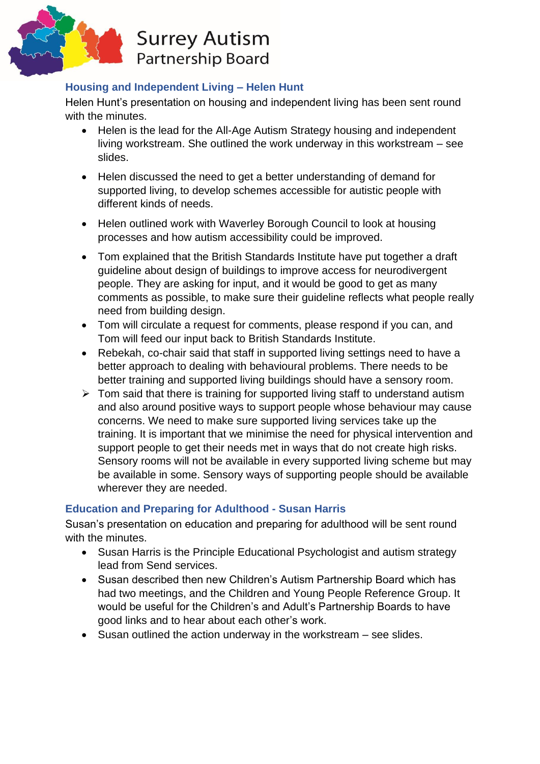## Housing and Independent Living – Helen Hunt

Helen Hunt's presentation on housing and independent living has been sent round with the minutes.

- Helen is the lead for the All-Age Autism Strategy housing and independent living workstream. She outlined the work underway in this workstream – see slides.
- Helen discussed the need to get a better understanding of demand for supported living, to develop schemes accessible for autistic people with different kinds of needs.
- Helen outlined work with Waverley Borough Council to look at housing processes and how autism accessibility could be improved.
- Tom explained that the British Standards Institute have put together a draft guideline about design of buildings to improve access for neurodivergent people. They are asking for input, and it would be good to get as many comments as possible, to make sure their guideline reflects what people really need from building design.
- Tom will circulate a request for comments, please respond if you can, and Tom will feed our input back to British Standards Institute.
- Rebekah, co-chair said that staff in supported living settings need to have a better approach to dealing with behavioural problems. There needs to be better training and supported living buildings should have a sensory room.
- ➢ Tom said that there is training for supported living staff to understand autism and also around positive ways to support people whose behaviour may cause concerns. We need to make sure supported living services take up the training. It is important that we minimise the need for physical intervention and support people to get their needs met in ways that do not create high risks. Sensory rooms will not be available in every supported living scheme but may be available in some. Sensory ways of supporting people should be available wherever they are needed.

## Education and Preparing for Adulthood - Susan Harris

Susan's presentation on education and preparing for adulthood will be sent round with the minutes.

- Susan Harris is the Principle Educational Psychologist and autism strategy lead from Send services.
- Susan described then new Children's Autism Partnership Board which has had two meetings, and the Children and Young People Reference Group. It would be useful for the Children's and Adult's Partnership Boards to have good links and to hear about each other's work.
- Susan outlined the action underway in the workstream – see slides.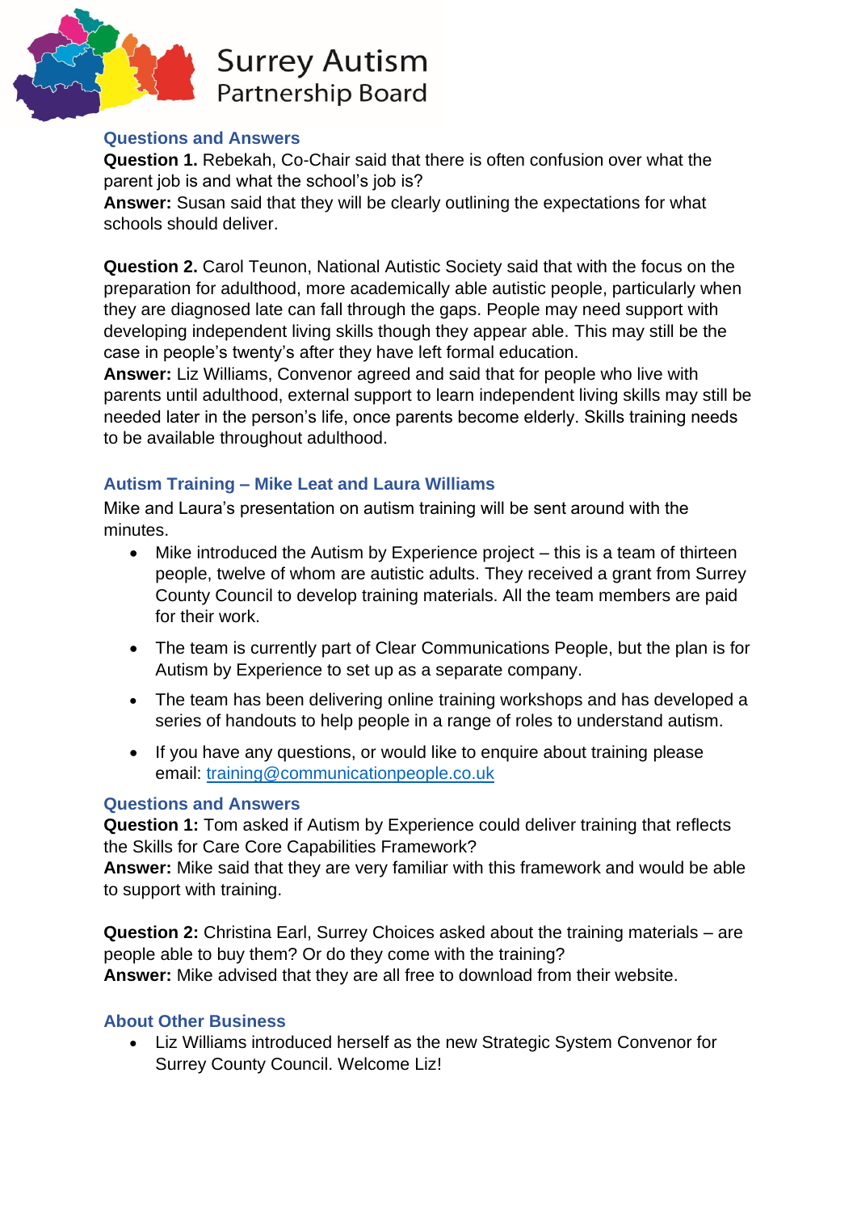### Questions and Answers

**Question 1.** Rebekah, Co-Chair said that there is often confusion over what the parent job is and what the school's job is?

**Answer:** Susan said that they will be clearly outlining the expectations for what schools should deliver.

**Question 2.** Carol Teunon, National Autistic Society said that with the focus on the preparation for adulthood, more academically able autistic people, particularly when they are diagnosed late can fall through the gaps. People may need support with developing independent living skills though they appear able. This may still be the case in people's twenty's after they have left formal education.

**Answer:** Liz Williams, Convenor agreed and said that for people who live with parents until adulthood, external support to learn independent living skills may still be needed later in the person's life, once parents become elderly. Skills training needs to be available throughout adulthood.

### Autism Training – Mike Leat and Laura Williams

Mike and Laura's presentation on autism training will be sent around with the minutes.

- Mike introduced the Autism by Experience project – this is a team of thirteen people, twelve of whom are autistic adults. They received a grant from Surrey County Council to develop training materials. All the team members are paid for their work.
- The team is currently part of Clear Communications People, but the plan is for Autism by Experience to set up as a separate company.
- The team has been delivering online training workshops and has developed a series of handouts to help people in a range of roles to understand autism.
- If you have any questions, or would like to enquire about training please email: training@communicationpeople.co.uk

### Questions and Answers

**Question 1:** Tom asked if Autism by Experience could deliver training that reflects the Skills for Care Core Capabilities Framework?

**Answer:** Mike said that they are very familiar with this framework and would be able to support with training.

**Question 2:** Christina Earl, Surrey Choices asked about the training materials – are people able to buy them? Or do they come with the training?

**Answer:** Mike advised that they are all free to download from their website.

### About Other Business

- Liz Williams introduced herself as the new Strategic System Convenor for Surrey County Council. Welcome Liz!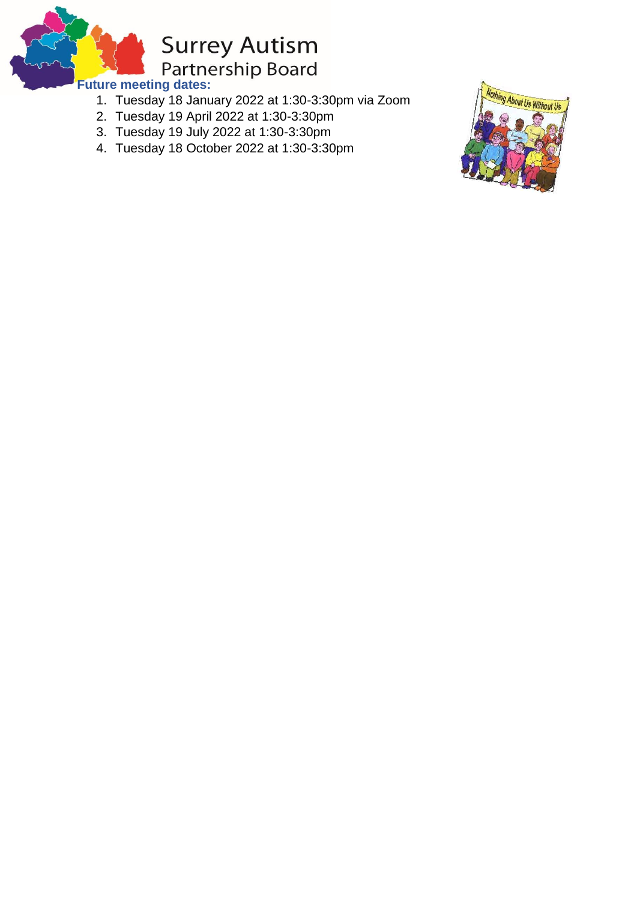Surrey Autism Partnership Board

**Future meeting dates:**

1. Tuesday 18 January 2022 at 1:30-3:30pm via Zoom
2. Tuesday 19 April 2022 at 1:30-3:30pm
3. Tuesday 19 July 2022 at 1:30-3:30pm
4. Tuesday 18 October 2022 at 1:30-3:30pm